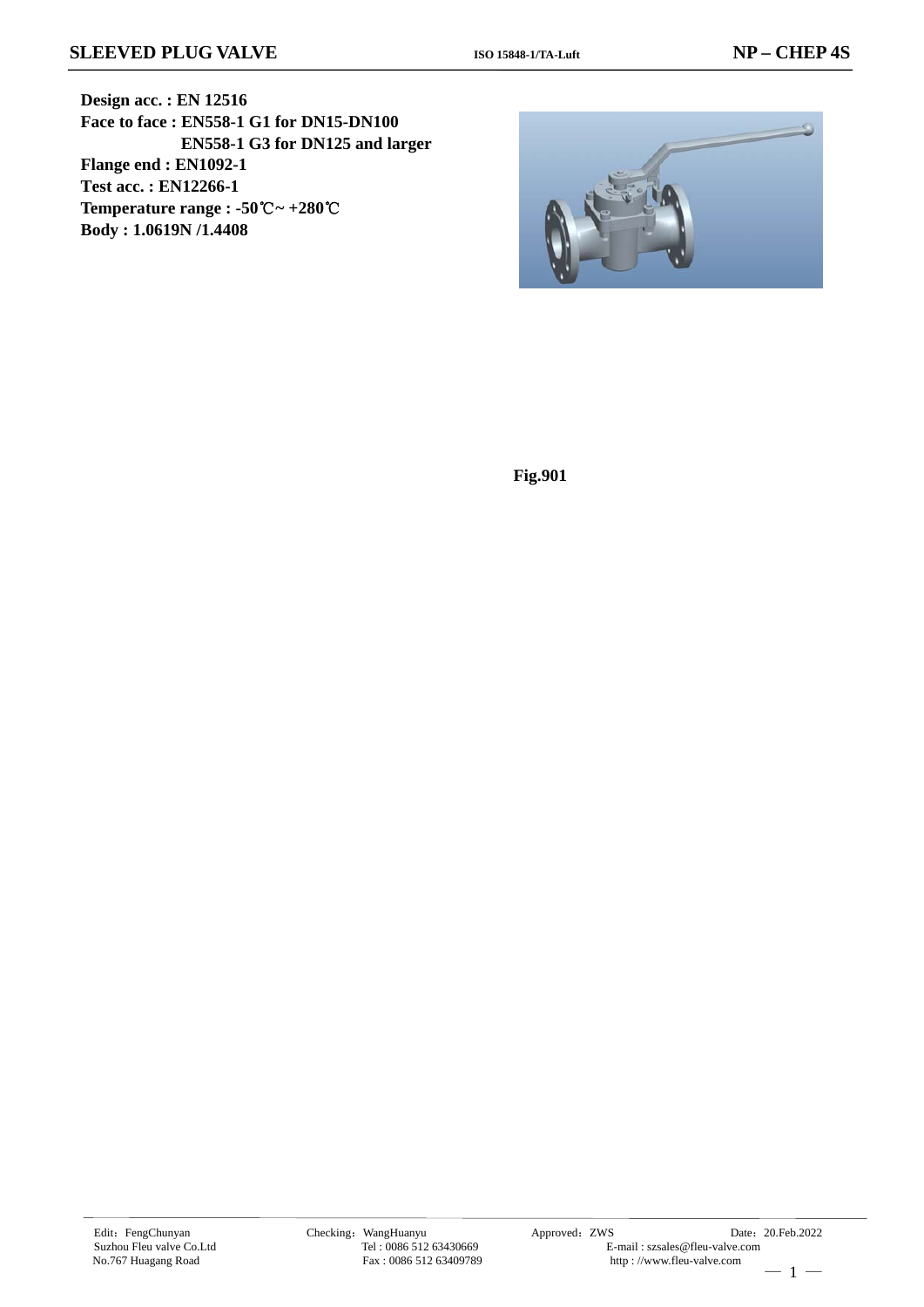# SLEEVED PLUG VALVE

**ISO 15848-1/TA-Luft**

**NP – CHEP 4S**

**Design acc. : EN 12516**
**Face to face : EN558-1 G1 for DN15-DN100**
**EN558-1 G3 for DN125 and larger**
**Flange end : EN1092-1**
**Test acc. : EN12266-1**
**Temperature range : -50℃~ +280℃**
**Body : 1.0619N /1.4408**

**Fig.901**

Edit：FengChunyan
Suzhou Fleu valve Co.Ltd
No.767 Huagang Road

Checking：WangHuanyu
Tel : 0086 512 63430669
Fax : 0086 512 63409789

Approved：ZWS
E-mail : szsales@fleu-valve.com
http : //www.fleu-valve.com

Date：20.Feb.2022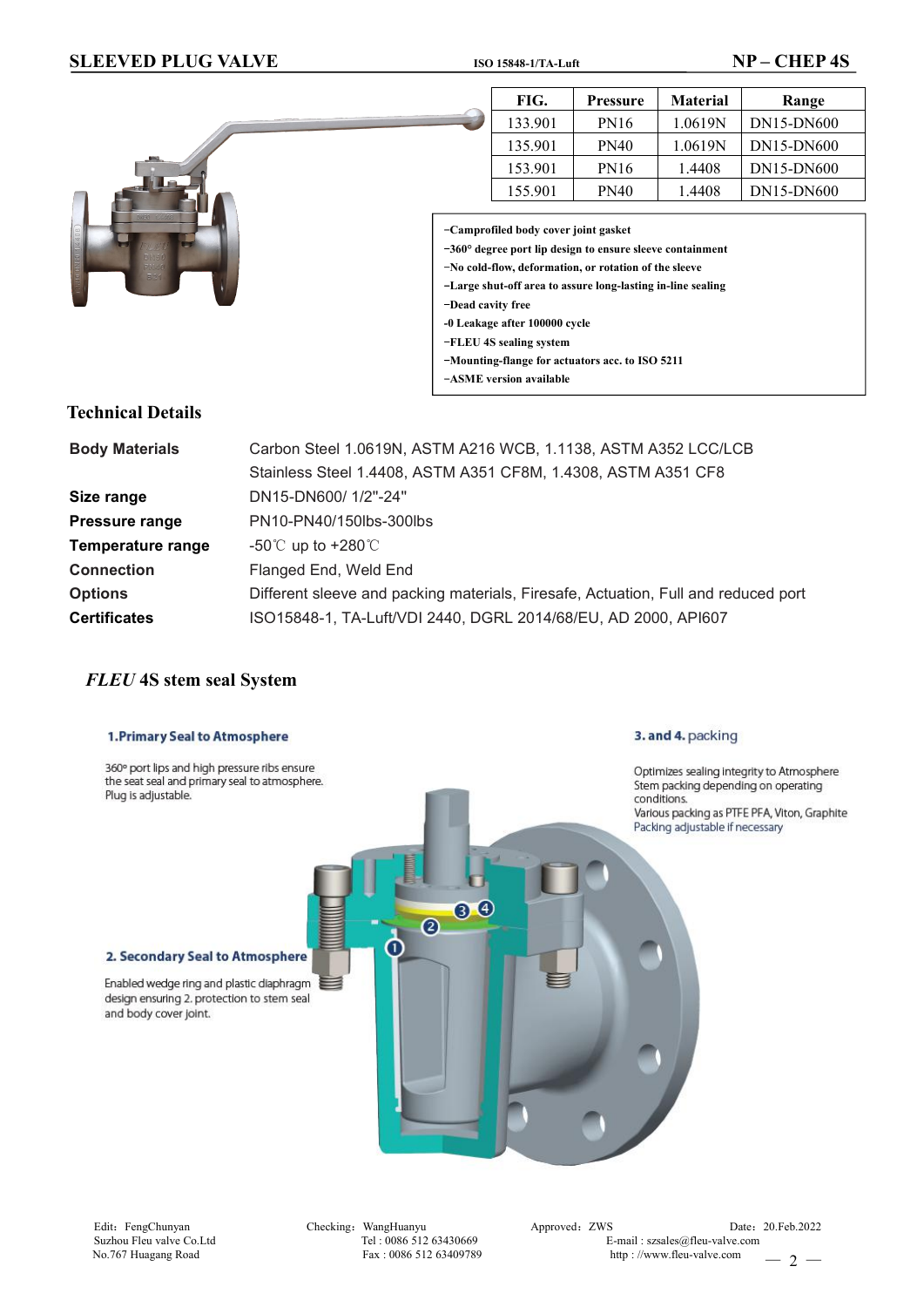# SLEEVED PLUG VALVE

ISO 15848-1/TA-Luft

NP – CHEP 4S

| FIG. | Pressure | Material | Range |
|---|---|---|---|
| 133.901 | PN16 | 1.0619N | DN15-DN600 |
| 135.901 | PN40 | 1.0619N | DN15-DN600 |
| 153.901 | PN16 | 1.4408 | DN15-DN600 |
| 155.901 | PN40 | 1.4408 | DN15-DN600 |

- −Camprofiled body cover joint gasket
- −360° degree port lip design to ensure sleeve containment
- −No cold-flow, deformation, or rotation of the sleeve
- −Large shut-off area to assure long-lasting in-line sealing
- −Dead cavity free
- -0 Leakage after 100000 cycle
- −FLEUU 4S sealing system
- −Mounting-flange for actuators acc. to ISO 5211
- −ASME version available

## Technical Details

| | |
|---|---|
| **Body Materials** | Carbon Steel 1.0619N, ASTM A216 WCB, 1.1138, ASTM A352 LCC/LCB<br>Stainless Steel 1.4408, ASTM A351 CF8M, 1.4308, ASTM A351 CF8 |
| **Size range** | DN15-DN600/ 1/2"-24" |
| **Pressure range** | PN10-PN40/150lbs-300lbs |
| **Temperature range** | -50℃ up to +280℃ |
| **Connection** | Flanged End, Weld End |
| **Options** | Different sleeve and packing materials, Firesafe, Actuation, Full and reduced port |
| **Certificates** | ISO15848-1, TA-Luft/VDI 2440, DGRL 2014/68/EU, AD 2000, API607 |

## *FLEU* 4S stem seal System

**1. Primary Seal to Atmosphere**

360° port lips and high pressure ribs ensure the seat seal and primary seal to atmosphere. Plug is adjustable.

**2. Secondary Seal to Atmosphere**

Enabled wedge ring and plastic diaphragm design ensuring 2. protection to stem seal and body cover joint.

**3. and 4. packing**

Optimizes sealing integrity to Atmosphere
Stem packing depending on operating conditions.
Various packing as PTFE PFA, Viton, Graphite
Packing adjustable if necessary

Edit：FengChunyan
Suzhou Fleu valve Co.Ltd
No.767 Huagang Road

Checking：WangHuanyu
Tel : 0086 512 63430669
Fax : 0086 512 63409789

Approved：ZWS
E-mail : szsales@fleu-valve.com
http : //www.fleu-valve.com

Date：20.Feb.2022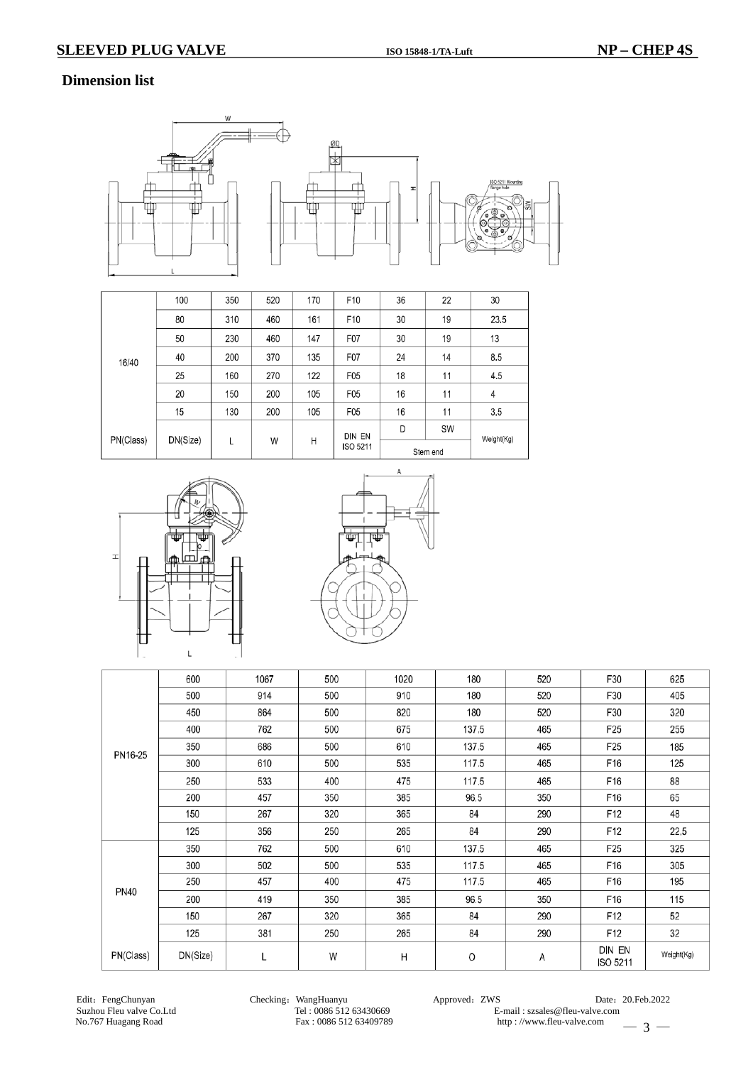## Dimension list

ISO 5211 Mounting flange hole

| PN(Class) | DN(Size) | L | W | H | DIN EN ISO 5211 | D (Stem end) | SW (Stem end) | Weight(Kg) |
|---|---|---|---|---|---|---|---|---|
| 16/40 | 100 | 350 | 520 | 170 | F10 | 36 | 22 | 30 |
| | 80 | 310 | 460 | 161 | F10 | 30 | 19 | 23.5 |
| | 50 | 230 | 460 | 147 | F07 | 30 | 19 | 13 |
| | 40 | 200 | 370 | 135 | F07 | 24 | 14 | 8.5 |
| | 25 | 160 | 270 | 122 | F05 | 18 | 11 | 4.5 |
| | 20 | 150 | 200 | 105 | F05 | 16 | 11 | 4 |
| | 15 | 130 | 200 | 105 | F05 | 16 | 11 | 3.5 |

| PN(Class) | DN(Size) | L | W | H | O | A | DIN EN ISO 5211 | Weight(Kg) |
|---|---|---|---|---|---|---|---|---|
| PN16-25 | 600 | 1067 | 500 | 1020 | 180 | 520 | F30 | 625 |
| | 500 | 914 | 500 | 910 | 180 | 520 | F30 | 405 |
| | 450 | 864 | 500 | 820 | 180 | 520 | F30 | 320 |
| | 400 | 762 | 500 | 675 | 137.5 | 465 | F25 | 255 |
| | 350 | 686 | 500 | 610 | 137.5 | 465 | F25 | 185 |
| | 300 | 610 | 500 | 535 | 117.5 | 465 | F16 | 125 |
| | 250 | 533 | 400 | 475 | 117.5 | 465 | F16 | 88 |
| | 200 | 457 | 350 | 385 | 96.5 | 350 | F16 | 65 |
| | 150 | 267 | 320 | 365 | 84 | 290 | F12 | 48 |
| | 125 | 356 | 250 | 265 | 84 | 290 | F12 | 22.5 |
| PN40 | 350 | 762 | 500 | 610 | 137.5 | 465 | F25 | 325 |
| | 300 | 502 | 500 | 535 | 117.5 | 465 | F16 | 305 |
| | 250 | 457 | 400 | 475 | 117.5 | 465 | F16 | 195 |
| | 200 | 419 | 350 | 385 | 96.5 | 350 | F16 | 115 |
| | 150 | 267 | 320 | 365 | 84 | 290 | F12 | 52 |
| | 125 | 381 | 250 | 265 | 84 | 290 | F12 | 32 |